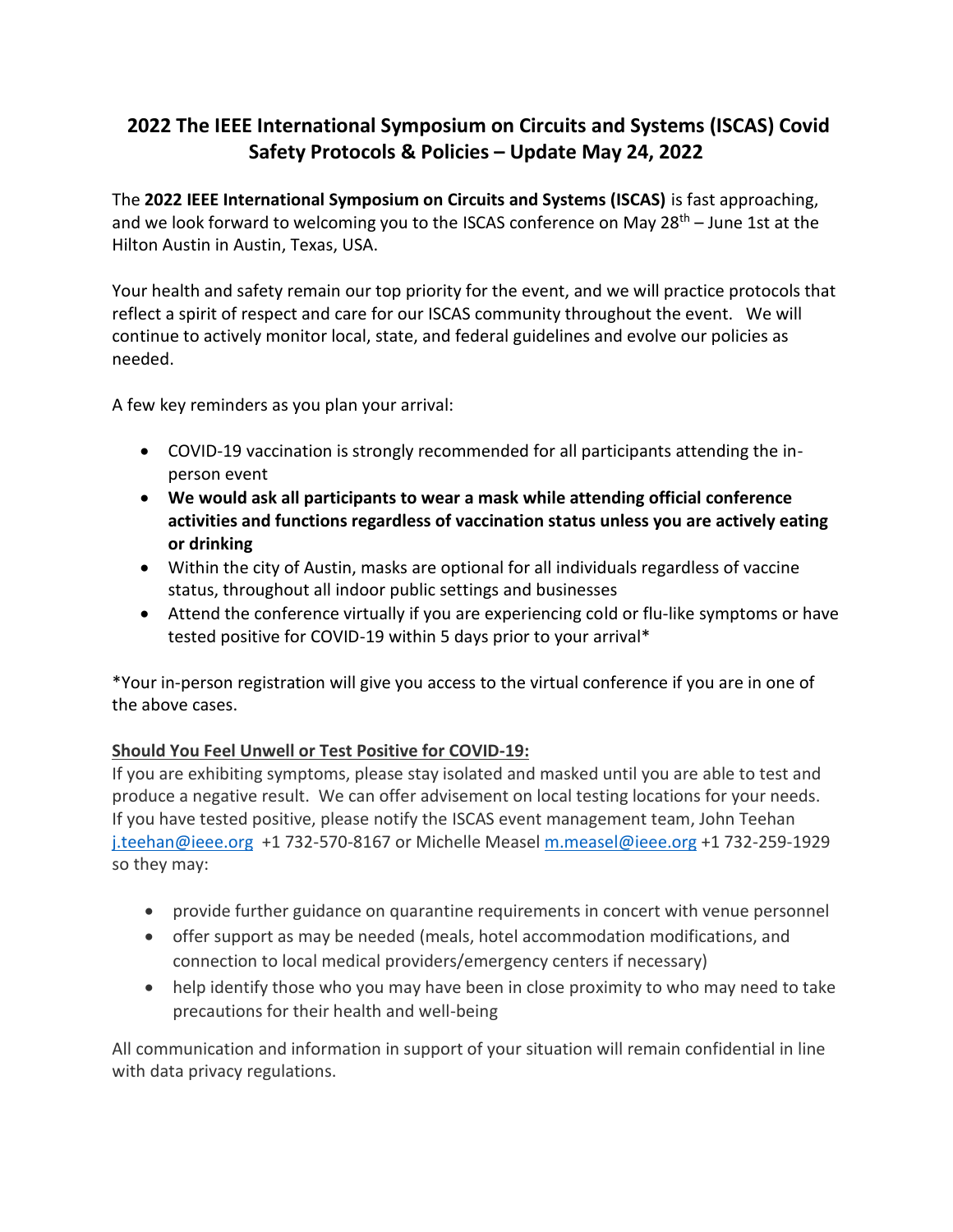# 2022 The IEEE International Symposium on Circuits and Systems (ISCAS) Covid Safety Protocols & Policies – Update May 24, 2022

The **2022 IEEE International Symposium on Circuits and Systems (ISCAS)** is fast approaching, and we look forward to welcoming you to the ISCAS conference on May 28th – June 1st at the Hilton Austin in Austin, Texas, USA.

Your health and safety remain our top priority for the event, and we will practice protocols that reflect a spirit of respect and care for our ISCAS community throughout the event. We will continue to actively monitor local, state, and federal guidelines and evolve our policies as needed.

A few key reminders as you plan your arrival:

- COVID-19 vaccination is strongly recommended for all participants attending the in-person event
- **We would ask all participants to wear a mask while attending official conference activities and functions regardless of vaccination status unless you are actively eating or drinking**
- Within the city of Austin, masks are optional for all individuals regardless of vaccine status, throughout all indoor public settings and businesses
- Attend the conference virtually if you are experiencing cold or flu-like symptoms or have tested positive for COVID-19 within 5 days prior to your arrival*

*Your in-person registration will give you access to the virtual conference if you are in one of the above cases.

**Should You Feel Unwell or Test Positive for COVID-19:**

If you are exhibiting symptoms, please stay isolated and masked until you are able to test and produce a negative result. We can offer advisement on local testing locations for your needs. If you have tested positive, please notify the ISCAS event management team, John Teehan j.teehan@ieee.org +1 732-570-8167 or Michelle Measel m.measel@ieee.org +1 732-259-1929 so they may:

- provide further guidance on quarantine requirements in concert with venue personnel
- offer support as may be needed (meals, hotel accommodation modifications, and connection to local medical providers/emergency centers if necessary)
- help identify those who you may have been in close proximity to who may need to take precautions for their health and well-being

All communication and information in support of your situation will remain confidential in line with data privacy regulations.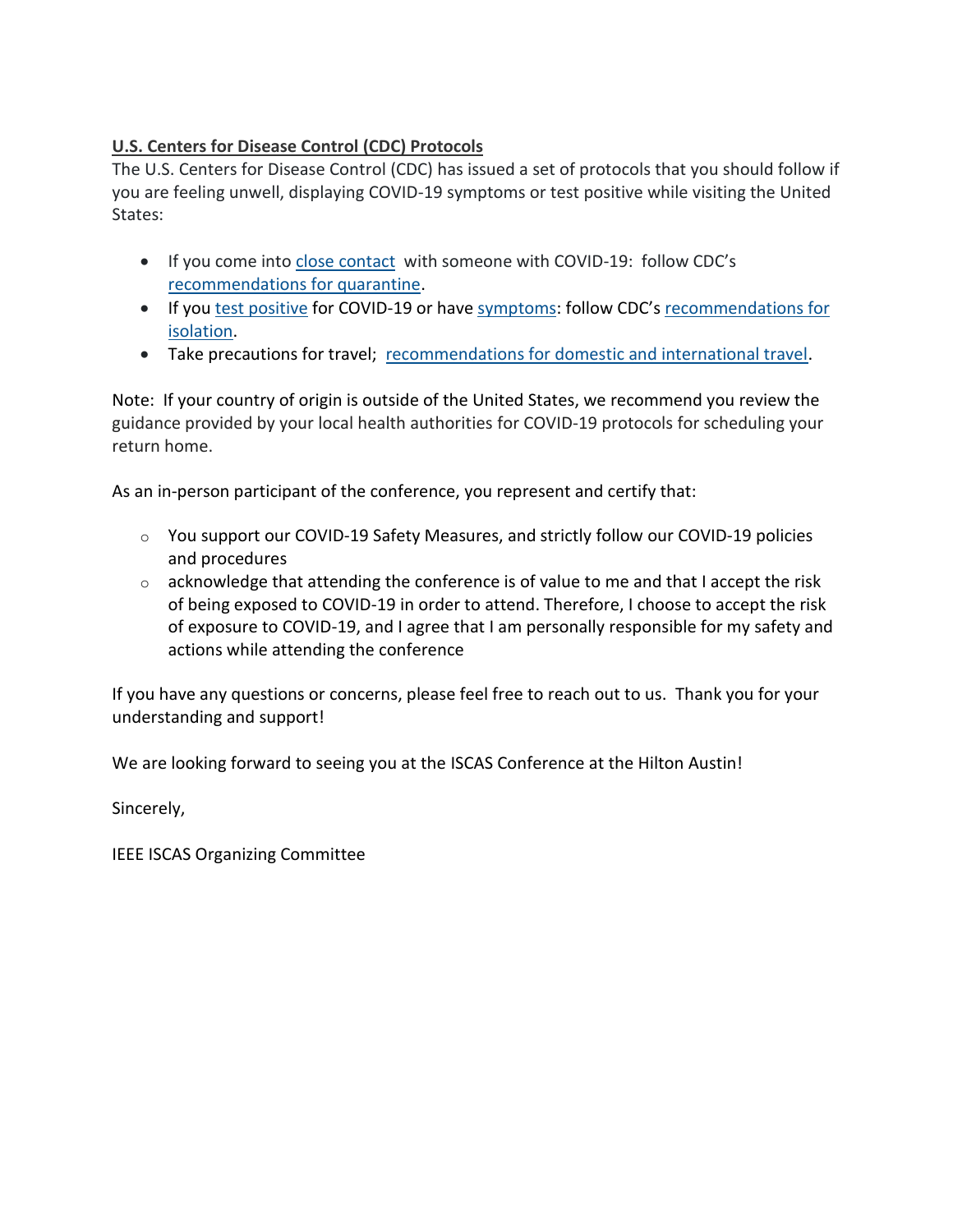**U.S. Centers for Disease Control (CDC) Protocols**

The U.S. Centers for Disease Control (CDC) has issued a set of protocols that you should follow if you are feeling unwell, displaying COVID-19 symptoms or test positive while visiting the United States:

- If you come into close contact with someone with COVID-19: follow CDC's recommendations for quarantine.
- If you test positive for COVID-19 or have symptoms: follow CDC's recommendations for isolation.
- Take precautions for travel; recommendations for domestic and international travel.

Note: If your country of origin is outside of the United States, we recommend you review the guidance provided by your local health authorities for COVID-19 protocols for scheduling your return home.

As an in-person participant of the conference, you represent and certify that:

- You support our COVID-19 Safety Measures, and strictly follow our COVID-19 policies and procedures
- acknowledge that attending the conference is of value to me and that I accept the risk of being exposed to COVID-19 in order to attend. Therefore, I choose to accept the risk of exposure to COVID-19, and I agree that I am personally responsible for my safety and actions while attending the conference

If you have any questions or concerns, please feel free to reach out to us. Thank you for your understanding and support!

We are looking forward to seeing you at the ISCAS Conference at the Hilton Austin!

Sincerely,

IEEE ISCAS Organizing Committee